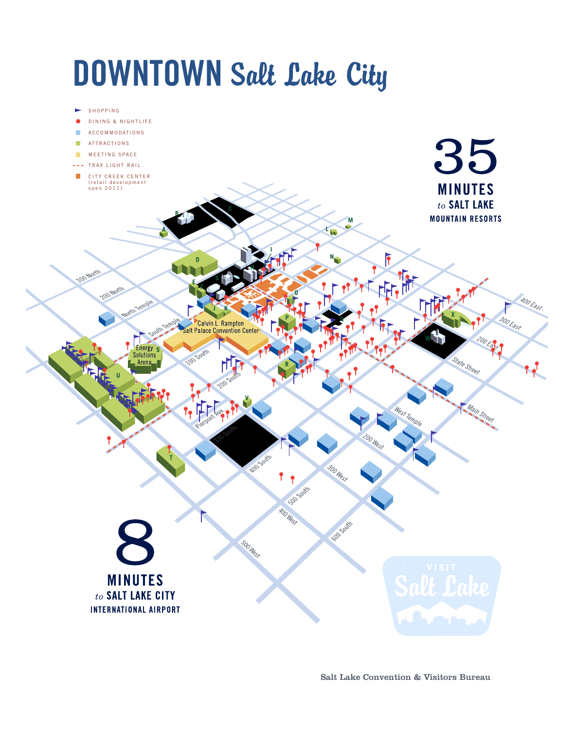# DOWNTOWN Salt Lake City

- SHOPPING
- DINING & NIGHTLIFE
- ACCOMMODATIONS
- ATTRACTIONS
- MEETING SPACE
- TRAX LIGHT RAIL
- CITY CREEK CENTER (retail development open 2011)

**35 MINUTES** *to* **SALT LAKE MOUNTAIN RESORTS**

300 North

200 North

North Temple

South Temple

Calvin L. Rampton Salt Palace Convention Center

Energy Solutions Arena

100 South

200 South

Pierpont Ave.

300 South

400 South

500 South

600 South

400 East

300 East

200 East

State Street

Main Street

West Temple

200 West

300 West

400 West

500 West

**8 MINUTES** *to* **SALT LAKE CITY INTERNATIONAL AIRPORT**

VISIT Salt Lake

Salt Lake Convention & Visitors Bureau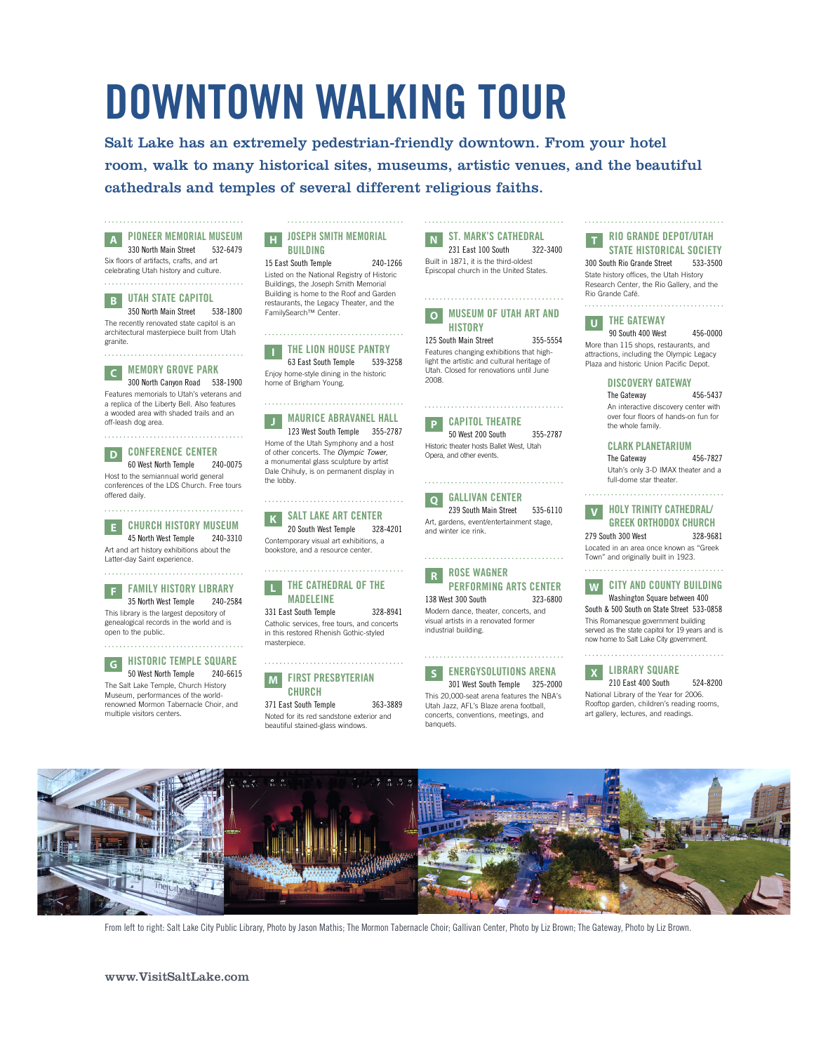# DOWNTOWN WALKING TOUR

Salt Lake has an extremely pedestrian-friendly downtown. From your hotel room, walk to many historical sites, museums, artistic venues, and the beautiful cathedrals and temples of several different religious faiths.

### A PIONEER MEMORIAL MUSEUM

330 North Main Street 532-6479

Six floors of artifacts, crafts, and art celebrating Utah history and culture.

### B UTAH STATE CAPITOL

350 North Main Street 538-1800

The recently renovated state capitol is an architectural masterpiece built from Utah granite.

### C MEMORY GROVE PARK

300 North Canyon Road 538-1900

Features memorials to Utah's veterans and a replica of the Liberty Bell. Also features a wooded area with shaded trails and an off-leash dog area.

### D CONFERENCE CENTER

60 West North Temple 240-0075

Host to the semiannual world general conferences of the LDS Church. Free tours offered daily.

### E CHURCH HISTORY MUSEUM

45 North West Temple 240-3310

Art and art history exhibitions about the Latter-day Saint experience.

### F FAMILY HISTORY LIBRARY

35 North West Temple 240-2584

This library is the largest depository of genealogical records in the world and is open to the public.

### G HISTORIC TEMPLE SQUARE

50 West North Temple 240-6615

The Salt Lake Temple, Church History Museum, performances of the world-renowned Mormon Tabernacle Choir, and multiple visitors centers.

### H JOSEPH SMITH MEMORIAL BUILDING

15 East South Temple 240-1266

Listed on the National Registry of Historic Buildings, the Joseph Smith Memorial Building is home to the Roof and Garden restaurants, the Legacy Theater, and the FamilySearch™ Center.

### I THE LION HOUSE PANTRY

63 East South Temple 539-3258

Enjoy home-style dining in the historic home of Brigham Young.

### J MAURICE ABRAVANEL HALL

123 West South Temple 355-2787

Home of the Utah Symphony and a host of other concerts. The *Olympic Tower*, a monumental glass sculpture by artist Dale Chihuly, is on permanent display in the lobby.

### K SALT LAKE ART CENTER

20 South West Temple 328-4201

Contemporary visual art exhibitions, a bookstore, and a resource center.

### L THE CATHEDRAL OF THE MADELEINE

331 East South Temple 328-8941

Catholic services, free tours, and concerts in this restored Rhenish Gothic-styled masterpiece.

### M FIRST PRESBYTERIAN CHURCH

371 East South Temple 363-3889

Noted for its red sandstone exterior and beautiful stained-glass windows.

### N ST. MARK'S CATHEDRAL

231 East 100 South 322-3400

Built in 1871, it is the third-oldest Episcopal church in the United States.

### O MUSEUM OF UTAH ART AND HISTORY

125 South Main Street 355-5554

Features changing exhibitions that highlight the artistic and cultural heritage of Utah. Closed for renovations until June 2008.

### P CAPITOL THEATRE

50 West 200 South 355-2787

Historic theater hosts Ballet West, Utah Opera, and other events.

### Q GALLIVAN CENTER

239 South Main Street 535-6110

Art, gardens, event/entertainment stage, and winter ice rink.

### R ROSE WAGNER PERFORMING ARTS CENTER

138 West 300 South 323-6800

Modern dance, theater, concerts, and visual artists in a renovated former industrial building.

### S ENERGYSOLUTIONS ARENA

301 West South Temple 325-2000

This 20,000-seat arena features the NBA's Utah Jazz, AFL's Blaze arena football, concerts, conventions, meetings, and banquets.

### T RIO GRANDE DEPOT/UTAH STATE HISTORICAL SOCIETY

300 South Rio Grande Street 533-3500

State history offices, the Utah History Research Center, the Rio Gallery, and the Rio Grande Café.

### U THE GATEWAY

90 South 400 West 456-0000

More than 115 shops, restaurants, and attractions, including the Olympic Legacy Plaza and historic Union Pacific Depot.

#### DISCOVERY GATEWAY

The Gateway 456-5437

An interactive discovery center with over four floors of hands-on fun for the whole family.

#### CLARK PLANETARIUM

The Gateway 456-7827

Utah's only 3-D IMAX theater and a full-dome star theater.

### V HOLY TRINITY CATHEDRAL/ GREEK ORTHODOX CHURCH

279 South 300 West 328-9681

Located in an area once known as "Greek Town" and originally built in 1923.

### W CITY AND COUNTY BUILDING

Washington Square between 400 South & 500 South on State Street 533-0858

This Romanesque government building served as the state capitol for 19 years and is now home to Salt Lake City government.

### X LIBRARY SQUARE

210 East 400 South 524-8200

National Library of the Year for 2006. Rooftop garden, children's reading rooms, art gallery, lectures, and readings.

From left to right: Salt Lake City Public Library, Photo by Jason Mathis; The Mormon Tabernacle Choir; Gallivan Center, Photo by Liz Brown; The Gateway, Photo by Liz Brown.

www.VisitSaltLake.com